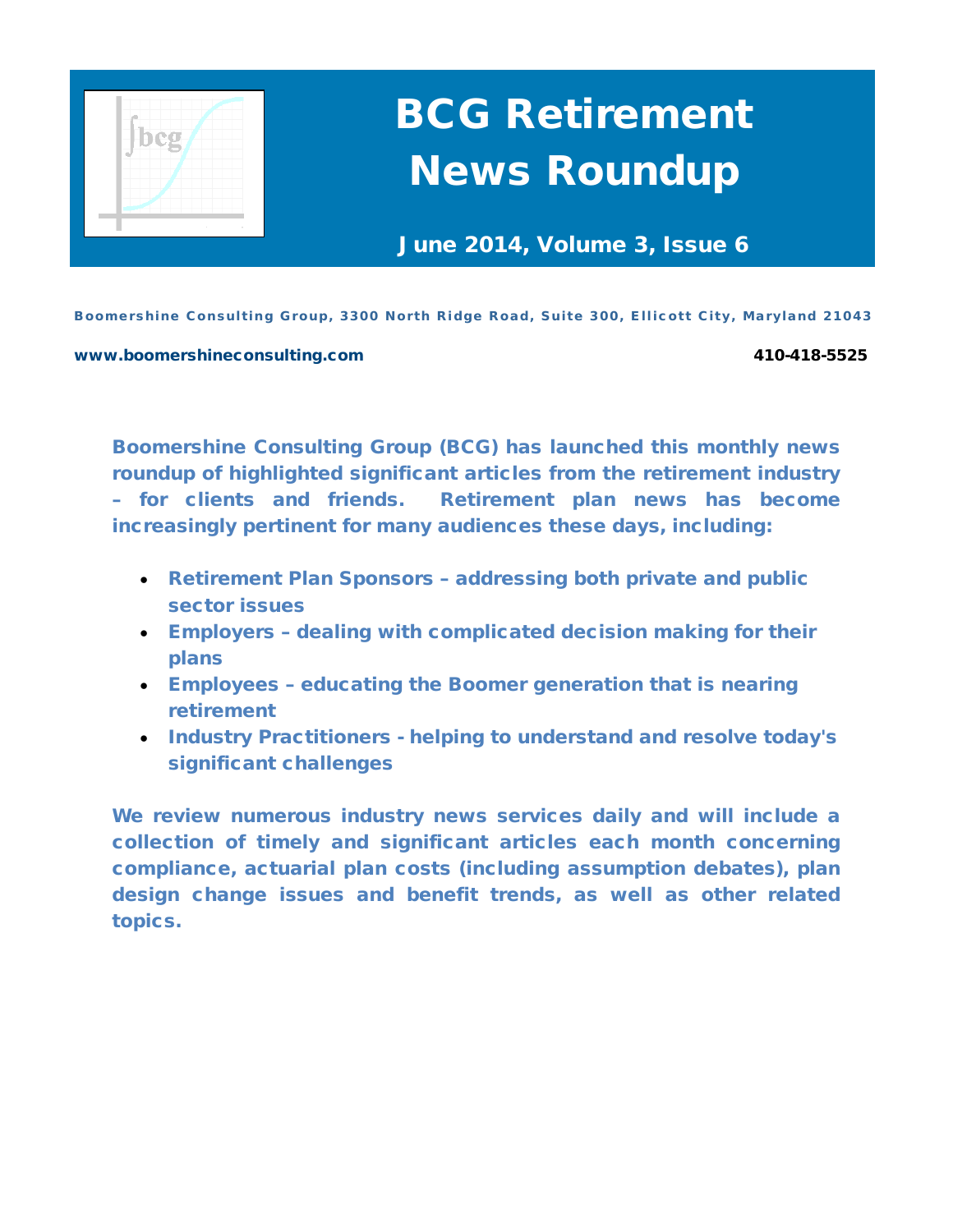# BCG Retirement News Roundup

**June 2014, Volume 3, Issue 6**

**Boomershine Consulting Group, 3300 North Ridge Road, Suite 300, Ellicott City, Maryland 21043**

**www.boomershineconsulting.com** **410-418-5525**

**Boomershine Consulting Group (BCG) has launched this monthly news roundup of highlighted significant articles from the retirement industry – for clients and friends. Retirement plan news has become increasingly pertinent for many audiences these days, including:**

- **Retirement Plan Sponsors – addressing both private and public sector issues**
- **Employers – dealing with complicated decision making for their plans**
- **Employees – educating the Boomer generation that is nearing retirement**
- **Industry Practitioners - helping to understand and resolve today's significant challenges**

**We review numerous industry news services daily and will include a collection of timely and significant articles each month concerning compliance, actuarial plan costs (including assumption debates), plan design change issues and benefit trends, as well as other related topics.**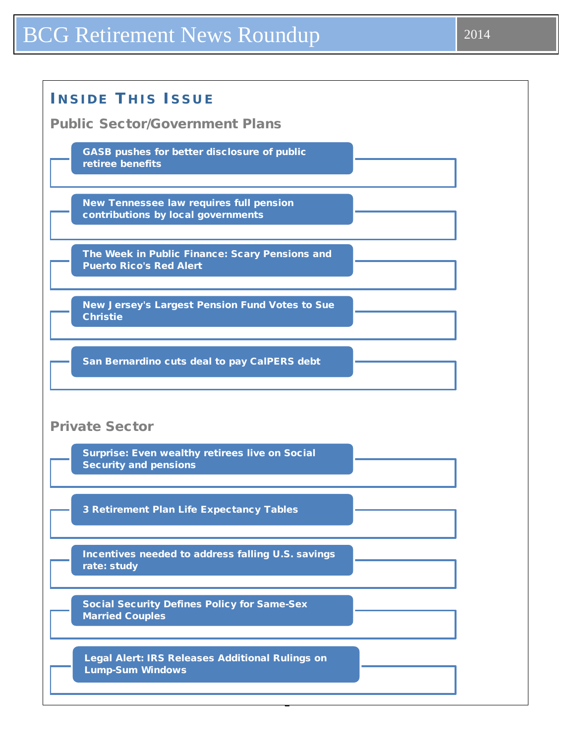# BCG Retirement News Roundup

2014

## Inside This Issue

### Public Sector/Government Plans

- GASB pushes for better disclosure of public retiree benefits
- New Tennessee law requires full pension contributions by local governments
- The Week in Public Finance: Scary Pensions and Puerto Rico's Red Alert
- New Jersey's Largest Pension Fund Votes to Sue Christie
- San Bernardino cuts deal to pay CalPERS debt

### Private Sector

- Surprise: Even wealthy retirees live on Social Security and pensions
- 3 Retirement Plan Life Expectancy Tables
- Incentives needed to address falling U.S. savings rate: study
- Social Security Defines Policy for Same-Sex Married Couples
- Legal Alert: IRS Releases Additional Rulings on Lump-Sum Windows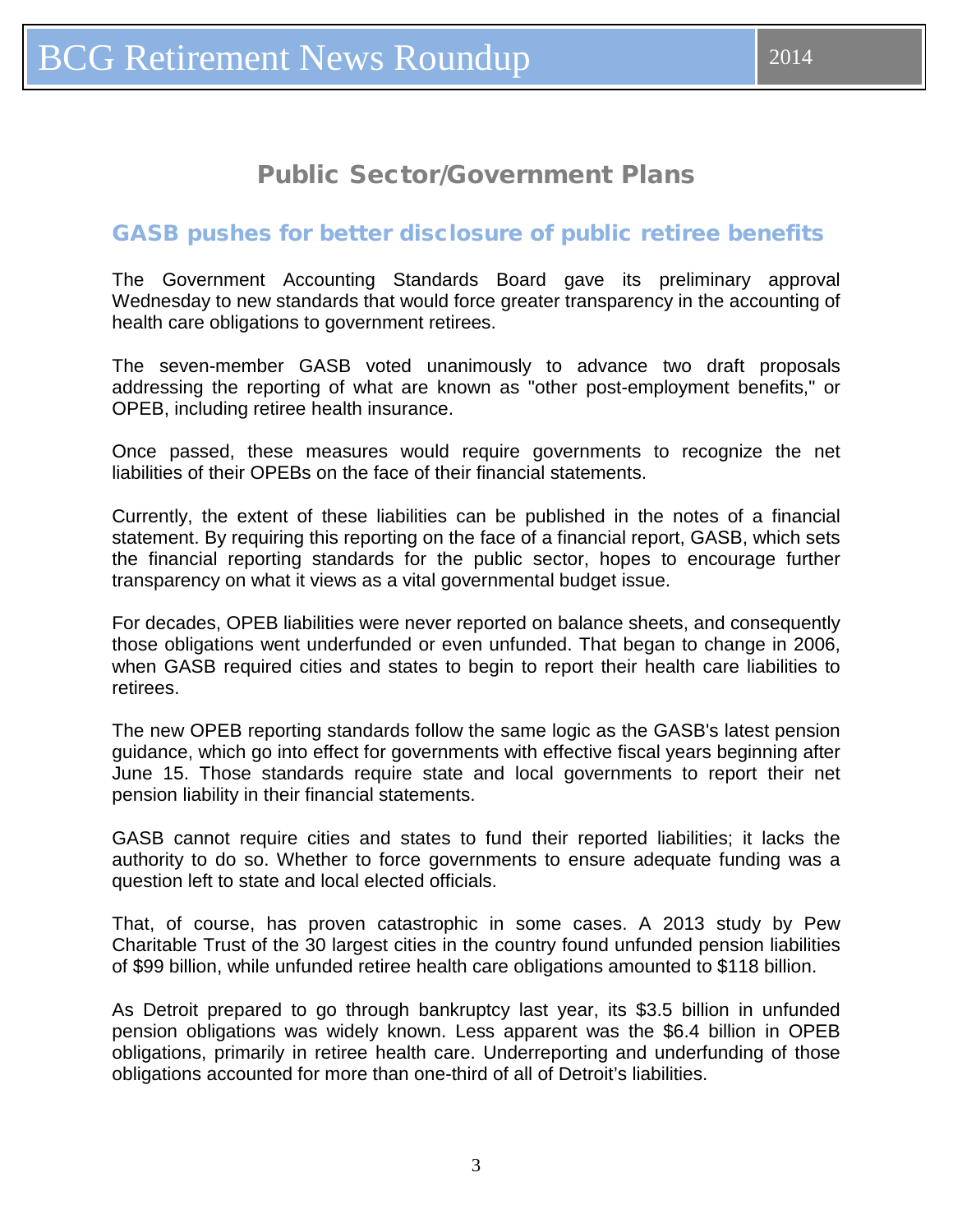## Public Sector/Government Plans

### GASB pushes for better disclosure of public retiree benefits

The Government Accounting Standards Board gave its preliminary approval Wednesday to new standards that would force greater transparency in the accounting of health care obligations to government retirees.

The seven-member GASB voted unanimously to advance two draft proposals addressing the reporting of what are known as "other post-employment benefits," or OPEB, including retiree health insurance.

Once passed, these measures would require governments to recognize the net liabilities of their OPEBs on the face of their financial statements.

Currently, the extent of these liabilities can be published in the notes of a financial statement. By requiring this reporting on the face of a financial report, GASB, which sets the financial reporting standards for the public sector, hopes to encourage further transparency on what it views as a vital governmental budget issue.

For decades, OPEB liabilities were never reported on balance sheets, and consequently those obligations went underfunded or even unfunded. That began to change in 2006, when GASB required cities and states to begin to report their health care liabilities to retirees.

The new OPEB reporting standards follow the same logic as the GASB's latest pension guidance, which go into effect for governments with effective fiscal years beginning after June 15. Those standards require state and local governments to report their net pension liability in their financial statements.

GASB cannot require cities and states to fund their reported liabilities; it lacks the authority to do so. Whether to force governments to ensure adequate funding was a question left to state and local elected officials.

That, of course, has proven catastrophic in some cases. A 2013 study by Pew Charitable Trust of the 30 largest cities in the country found unfunded pension liabilities of $99 billion, while unfunded retiree health care obligations amounted to $118 billion.

As Detroit prepared to go through bankruptcy last year, its $3.5 billion in unfunded pension obligations was widely known. Less apparent was the $6.4 billion in OPEB obligations, primarily in retiree health care. Underreporting and underfunding of those obligations accounted for more than one-third of all of Detroit's liabilities.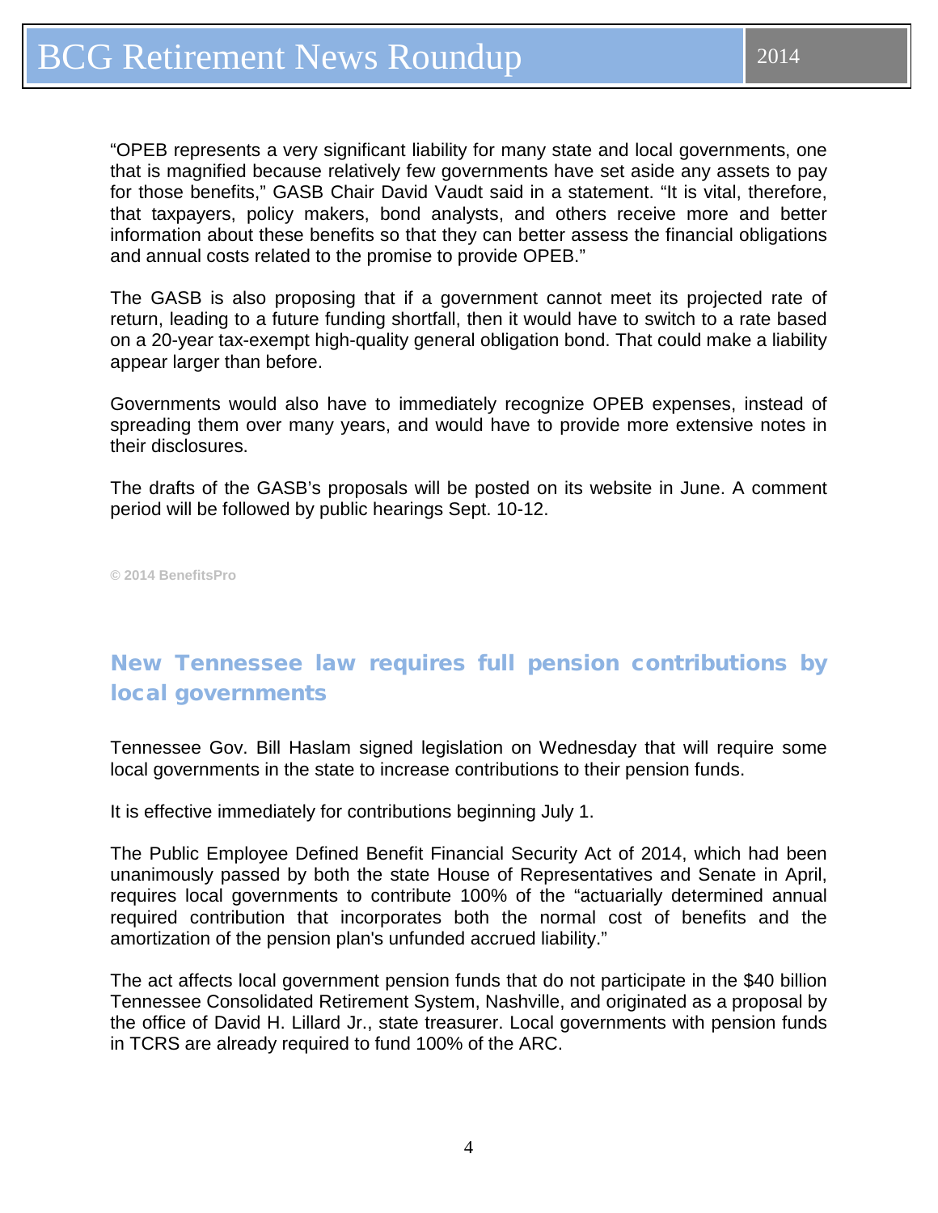“OPEB represents a very significant liability for many state and local governments, one that is magnified because relatively few governments have set aside any assets to pay for those benefits,” GASB Chair David Vaudt said in a statement. “It is vital, therefore, that taxpayers, policy makers, bond analysts, and others receive more and better information about these benefits so that they can better assess the financial obligations and annual costs related to the promise to provide OPEB.”

The GASB is also proposing that if a government cannot meet its projected rate of return, leading to a future funding shortfall, then it would have to switch to a rate based on a 20-year tax-exempt high-quality general obligation bond. That could make a liability appear larger than before.

Governments would also have to immediately recognize OPEB expenses, instead of spreading them over many years, and would have to provide more extensive notes in their disclosures.

The drafts of the GASB’s proposals will be posted on its website in June. A comment period will be followed by public hearings Sept. 10-12.

**© 2014 BenefitsPro**

## New Tennessee law requires full pension contributions by local governments

Tennessee Gov. Bill Haslam signed legislation on Wednesday that will require some local governments in the state to increase contributions to their pension funds.

It is effective immediately for contributions beginning July 1.

The Public Employee Defined Benefit Financial Security Act of 2014, which had been unanimously passed by both the state House of Representatives and Senate in April, requires local governments to contribute 100% of the “actuarially determined annual required contribution that incorporates both the normal cost of benefits and the amortization of the pension plan's unfunded accrued liability.”

The act affects local government pension funds that do not participate in the $40 billion Tennessee Consolidated Retirement System, Nashville, and originated as a proposal by the office of David H. Lillard Jr., state treasurer. Local governments with pension funds in TCRS are already required to fund 100% of the ARC.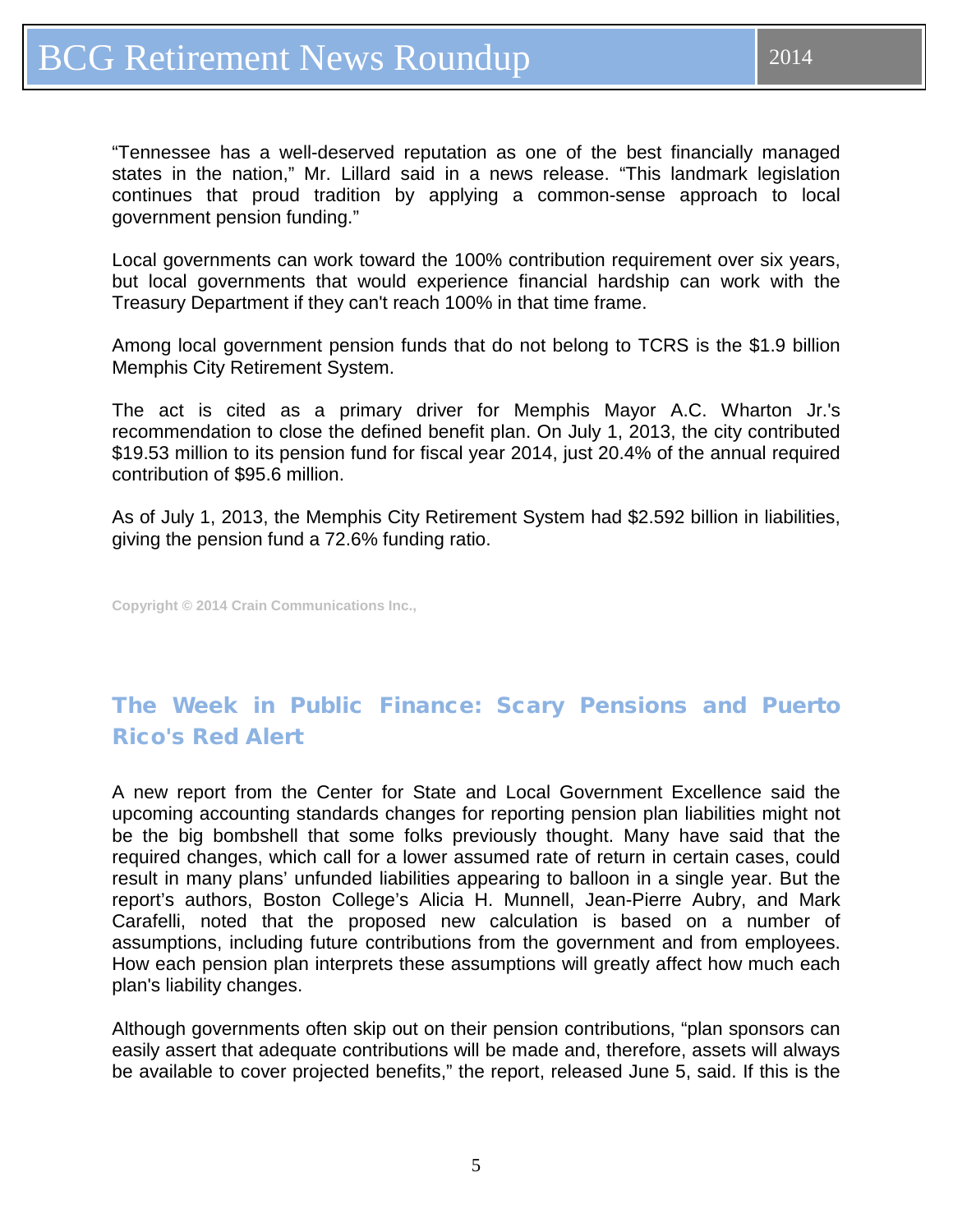"Tennessee has a well-deserved reputation as one of the best financially managed states in the nation," Mr. Lillard said in a news release. "This landmark legislation continues that proud tradition by applying a common-sense approach to local government pension funding."

Local governments can work toward the 100% contribution requirement over six years, but local governments that would experience financial hardship can work with the Treasury Department if they can't reach 100% in that time frame.

Among local government pension funds that do not belong to TCRS is the $1.9 billion Memphis City Retirement System.

The act is cited as a primary driver for Memphis Mayor A.C. Wharton Jr.'s recommendation to close the defined benefit plan. On July 1, 2013, the city contributed $19.53 million to its pension fund for fiscal year 2014, just 20.4% of the annual required contribution of $95.6 million.

As of July 1, 2013, the Memphis City Retirement System had $2.592 billion in liabilities, giving the pension fund a 72.6% funding ratio.

**Copyright © 2014 Crain Communications Inc.,**

## The Week in Public Finance: Scary Pensions and Puerto Rico's Red Alert

A new report from the Center for State and Local Government Excellence said the upcoming accounting standards changes for reporting pension plan liabilities might not be the big bombshell that some folks previously thought. Many have said that the required changes, which call for a lower assumed rate of return in certain cases, could result in many plans' unfunded liabilities appearing to balloon in a single year. But the report's authors, Boston College's Alicia H. Munnell, Jean-Pierre Aubry, and Mark Carafelli, noted that the proposed new calculation is based on a number of assumptions, including future contributions from the government and from employees. How each pension plan interprets these assumptions will greatly affect how much each plan's liability changes.

Although governments often skip out on their pension contributions, "plan sponsors can easily assert that adequate contributions will be made and, therefore, assets will always be available to cover projected benefits," the report, released June 5, said. If this is the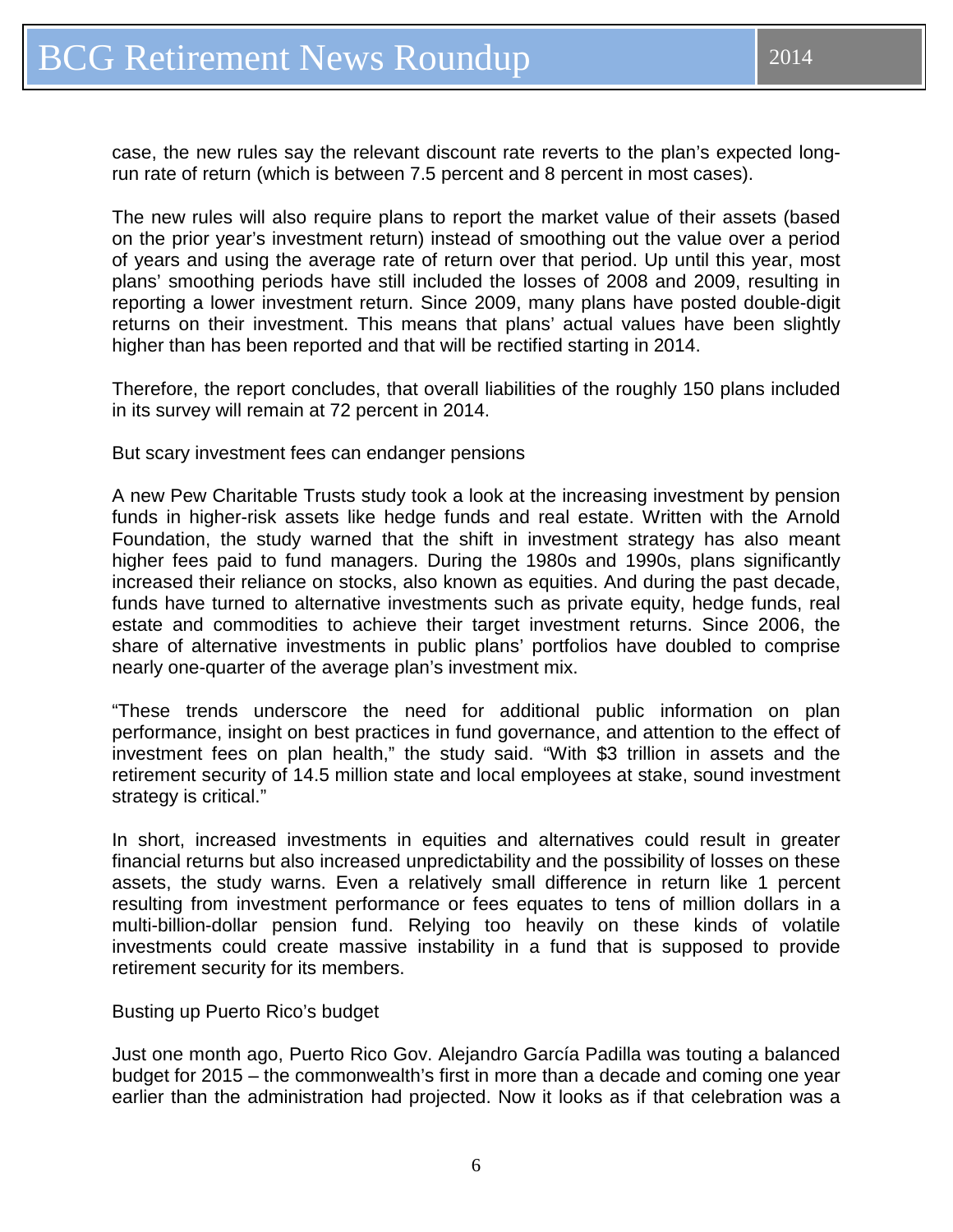case, the new rules say the relevant discount rate reverts to the plan's expected long-run rate of return (which is between 7.5 percent and 8 percent in most cases).

The new rules will also require plans to report the market value of their assets (based on the prior year's investment return) instead of smoothing out the value over a period of years and using the average rate of return over that period. Up until this year, most plans' smoothing periods have still included the losses of 2008 and 2009, resulting in reporting a lower investment return. Since 2009, many plans have posted double-digit returns on their investment. This means that plans' actual values have been slightly higher than has been reported and that will be rectified starting in 2014.

Therefore, the report concludes, that overall liabilities of the roughly 150 plans included in its survey will remain at 72 percent in 2014.

## But scary investment fees can endanger pensions

A new Pew Charitable Trusts study took a look at the increasing investment by pension funds in higher-risk assets like hedge funds and real estate. Written with the Arnold Foundation, the study warned that the shift in investment strategy has also meant higher fees paid to fund managers. During the 1980s and 1990s, plans significantly increased their reliance on stocks, also known as equities. And during the past decade, funds have turned to alternative investments such as private equity, hedge funds, real estate and commodities to achieve their target investment returns. Since 2006, the share of alternative investments in public plans' portfolios have doubled to comprise nearly one-quarter of the average plan's investment mix.

"These trends underscore the need for additional public information on plan performance, insight on best practices in fund governance, and attention to the effect of investment fees on plan health," the study said. "With $3 trillion in assets and the retirement security of 14.5 million state and local employees at stake, sound investment strategy is critical."

In short, increased investments in equities and alternatives could result in greater financial returns but also increased unpredictability and the possibility of losses on these assets, the study warns. Even a relatively small difference in return like 1 percent resulting from investment performance or fees equates to tens of million dollars in a multi-billion-dollar pension fund. Relying too heavily on these kinds of volatile investments could create massive instability in a fund that is supposed to provide retirement security for its members.

## Busting up Puerto Rico's budget

Just one month ago, Puerto Rico Gov. Alejandro García Padilla was touting a balanced budget for 2015 – the commonwealth's first in more than a decade and coming one year earlier than the administration had projected. Now it looks as if that celebration was a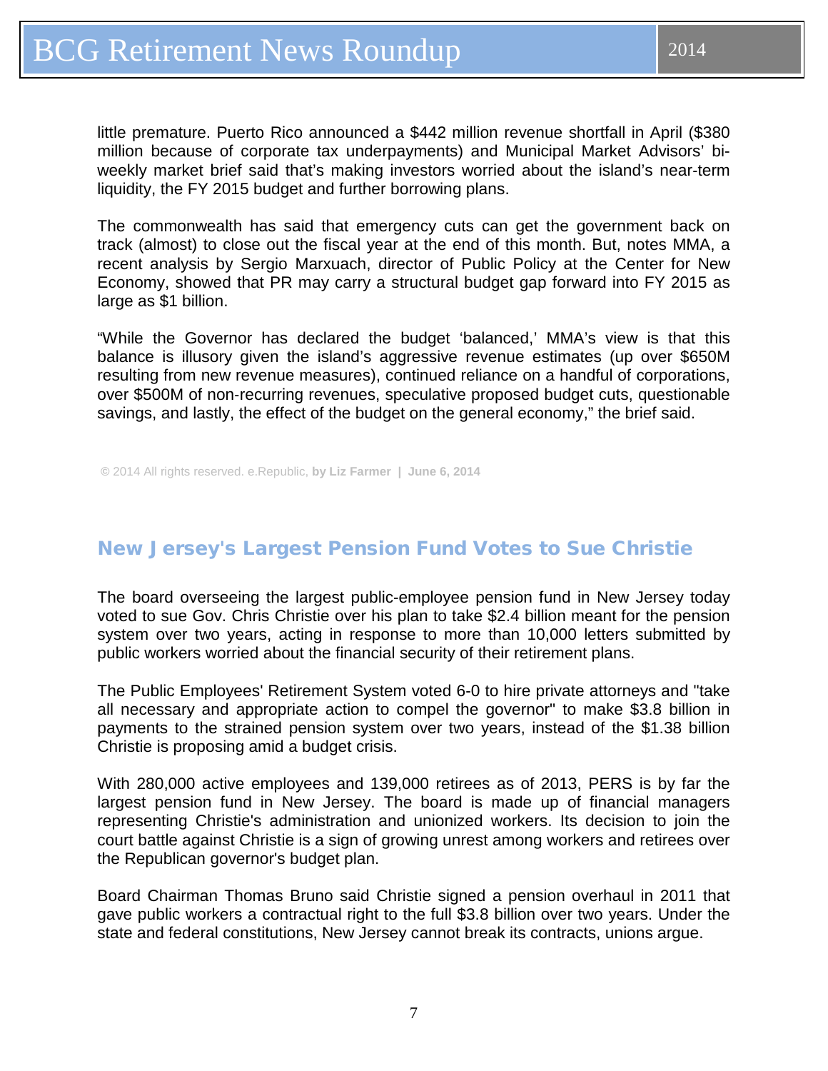little premature. Puerto Rico announced a $442 million revenue shortfall in April ($380 million because of corporate tax underpayments) and Municipal Market Advisors' bi-weekly market brief said that's making investors worried about the island's near-term liquidity, the FY 2015 budget and further borrowing plans.

The commonwealth has said that emergency cuts can get the government back on track (almost) to close out the fiscal year at the end of this month. But, notes MMA, a recent analysis by Sergio Marxuach, director of Public Policy at the Center for New Economy, showed that PR may carry a structural budget gap forward into FY 2015 as large as $1 billion.

"While the Governor has declared the budget 'balanced,' MMA's view is that this balance is illusory given the island's aggressive revenue estimates (up over $650M resulting from new revenue measures), continued reliance on a handful of corporations, over $500M of non-recurring revenues, speculative proposed budget cuts, questionable savings, and lastly, the effect of the budget on the general economy," the brief said.

© 2014 All rights reserved. e.Republic, **by Liz Farmer | June 6, 2014**

## New Jersey's Largest Pension Fund Votes to Sue Christie

The board overseeing the largest public-employee pension fund in New Jersey today voted to sue Gov. Chris Christie over his plan to take $2.4 billion meant for the pension system over two years, acting in response to more than 10,000 letters submitted by public workers worried about the financial security of their retirement plans.

The Public Employees' Retirement System voted 6-0 to hire private attorneys and "take all necessary and appropriate action to compel the governor" to make $3.8 billion in payments to the strained pension system over two years, instead of the $1.38 billion Christie is proposing amid a budget crisis.

With 280,000 active employees and 139,000 retirees as of 2013, PERS is by far the largest pension fund in New Jersey. The board is made up of financial managers representing Christie's administration and unionized workers. Its decision to join the court battle against Christie is a sign of growing unrest among workers and retirees over the Republican governor's budget plan.

Board Chairman Thomas Bruno said Christie signed a pension overhaul in 2011 that gave public workers a contractual right to the full $3.8 billion over two years. Under the state and federal constitutions, New Jersey cannot break its contracts, unions argue.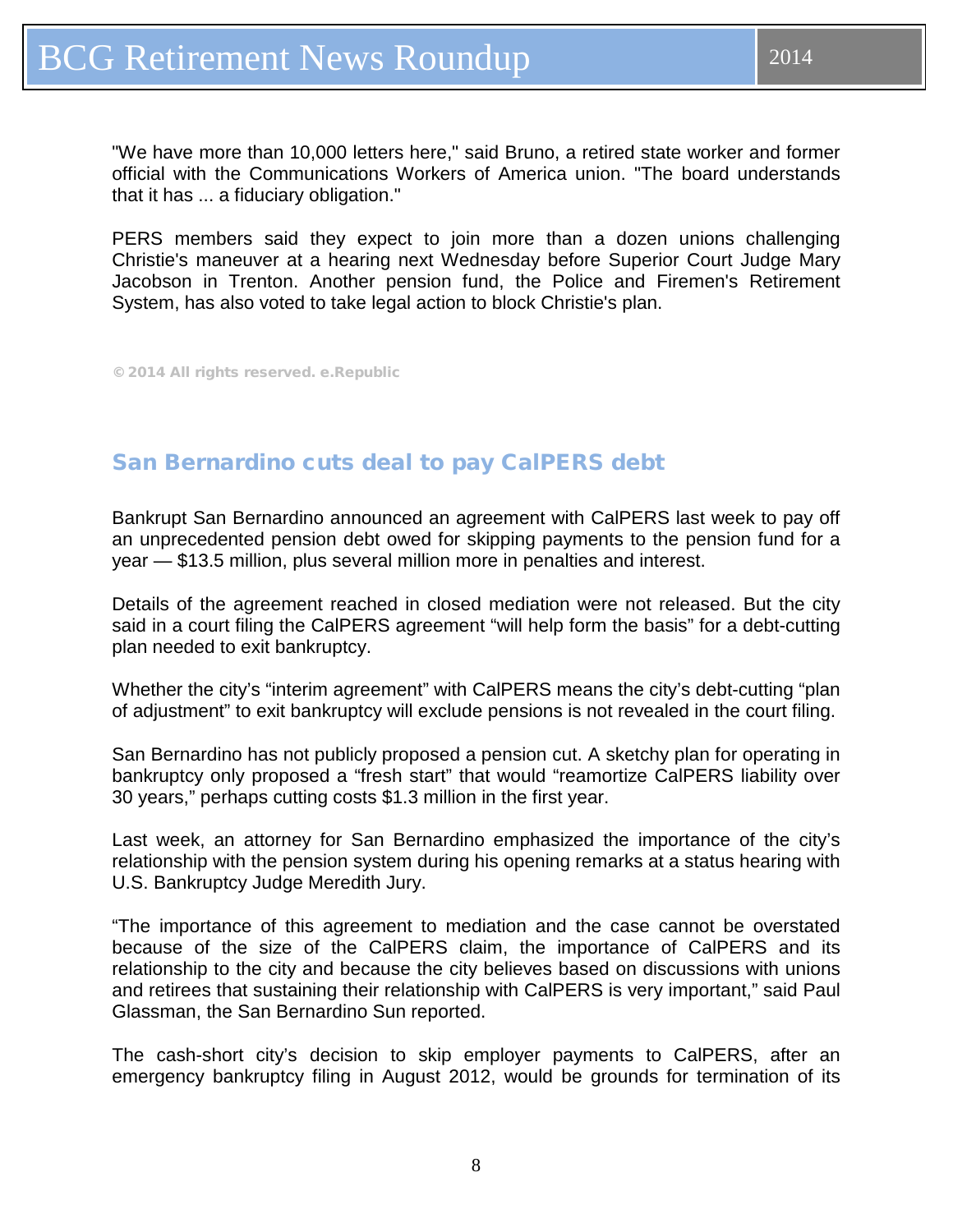"We have more than 10,000 letters here," said Bruno, a retired state worker and former official with the Communications Workers of America union. "The board understands that it has ... a fiduciary obligation."

PERS members said they expect to join more than a dozen unions challenging Christie's maneuver at a hearing next Wednesday before Superior Court Judge Mary Jacobson in Trenton. Another pension fund, the Police and Firemen's Retirement System, has also voted to take legal action to block Christie's plan.

© 2014 All rights reserved. e.Republic

## San Bernardino cuts deal to pay CalPERS debt

Bankrupt San Bernardino announced an agreement with CalPERS last week to pay off an unprecedented pension debt owed for skipping payments to the pension fund for a year — $13.5 million, plus several million more in penalties and interest.

Details of the agreement reached in closed mediation were not released. But the city said in a court filing the CalPERS agreement "will help form the basis" for a debt-cutting plan needed to exit bankruptcy.

Whether the city's "interim agreement" with CalPERS means the city's debt-cutting "plan of adjustment" to exit bankruptcy will exclude pensions is not revealed in the court filing.

San Bernardino has not publicly proposed a pension cut. A sketchy plan for operating in bankruptcy only proposed a "fresh start" that would "reamortize CalPERS liability over 30 years," perhaps cutting costs $1.3 million in the first year.

Last week, an attorney for San Bernardino emphasized the importance of the city's relationship with the pension system during his opening remarks at a status hearing with U.S. Bankruptcy Judge Meredith Jury.

"The importance of this agreement to mediation and the case cannot be overstated because of the size of the CalPERS claim, the importance of CalPERS and its relationship to the city and because the city believes based on discussions with unions and retirees that sustaining their relationship with CalPERS is very important," said Paul Glassman, the San Bernardino Sun reported.

The cash-short city's decision to skip employer payments to CalPERS, after an emergency bankruptcy filing in August 2012, would be grounds for termination of its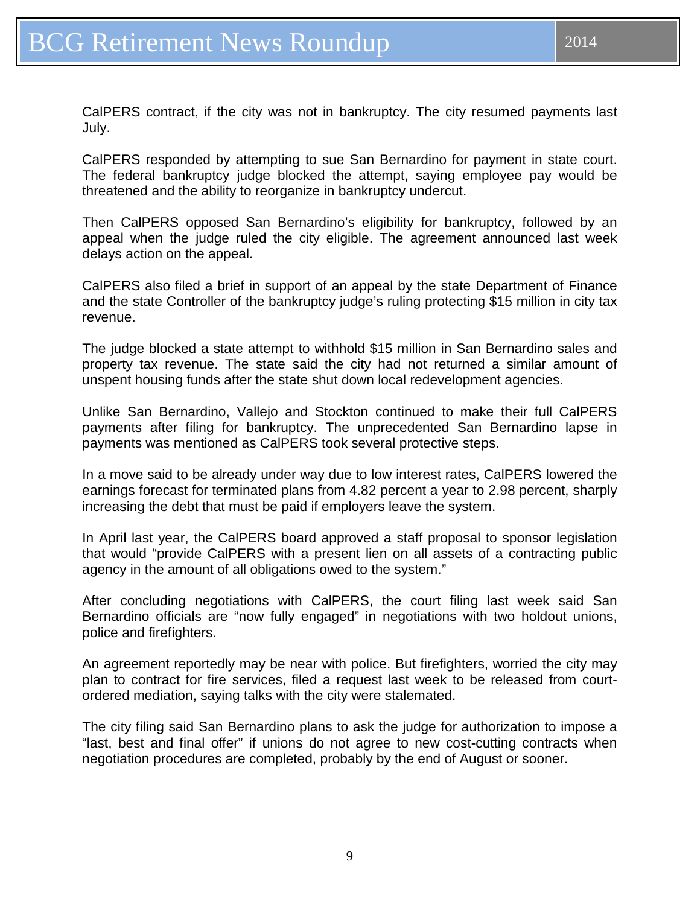CalPERS contract, if the city was not in bankruptcy. The city resumed payments last July.

CalPERS responded by attempting to sue San Bernardino for payment in state court. The federal bankruptcy judge blocked the attempt, saying employee pay would be threatened and the ability to reorganize in bankruptcy undercut.

Then CalPERS opposed San Bernardino's eligibility for bankruptcy, followed by an appeal when the judge ruled the city eligible. The agreement announced last week delays action on the appeal.

CalPERS also filed a brief in support of an appeal by the state Department of Finance and the state Controller of the bankruptcy judge's ruling protecting $15 million in city tax revenue.

The judge blocked a state attempt to withhold $15 million in San Bernardino sales and property tax revenue. The state said the city had not returned a similar amount of unspent housing funds after the state shut down local redevelopment agencies.

Unlike San Bernardino, Vallejo and Stockton continued to make their full CalPERS payments after filing for bankruptcy. The unprecedented San Bernardino lapse in payments was mentioned as CalPERS took several protective steps.

In a move said to be already under way due to low interest rates, CalPERS lowered the earnings forecast for terminated plans from 4.82 percent a year to 2.98 percent, sharply increasing the debt that must be paid if employers leave the system.

In April last year, the CalPERS board approved a staff proposal to sponsor legislation that would "provide CalPERS with a present lien on all assets of a contracting public agency in the amount of all obligations owed to the system."

After concluding negotiations with CalPERS, the court filing last week said San Bernardino officials are "now fully engaged" in negotiations with two holdout unions, police and firefighters.

An agreement reportedly may be near with police. But firefighters, worried the city may plan to contract for fire services, filed a request last week to be released from court-ordered mediation, saying talks with the city were stalemated.

The city filing said San Bernardino plans to ask the judge for authorization to impose a "last, best and final offer" if unions do not agree to new cost-cutting contracts when negotiation procedures are completed, probably by the end of August or sooner.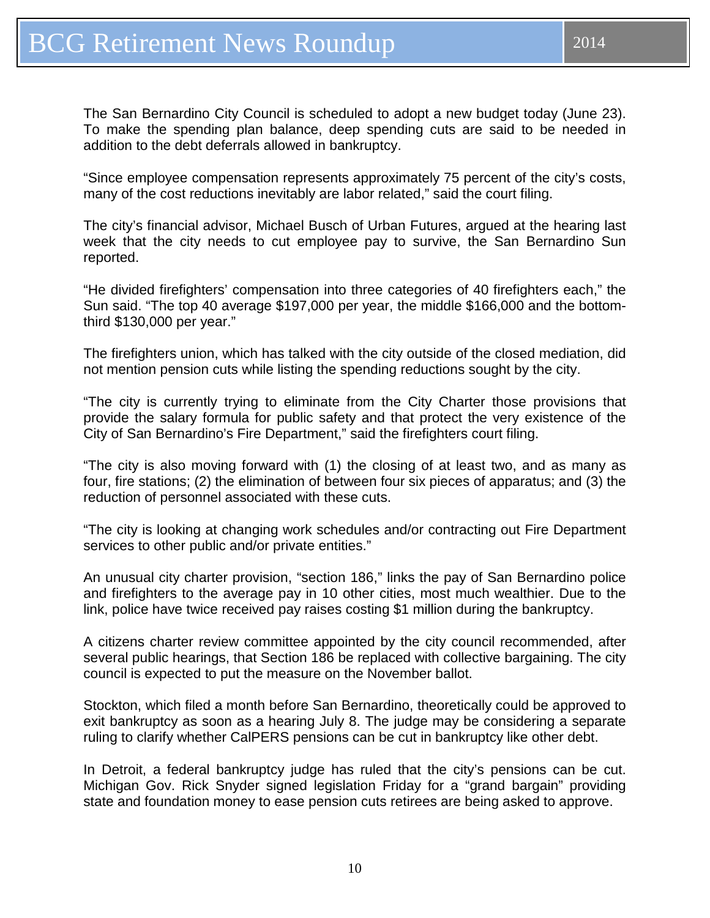The San Bernardino City Council is scheduled to adopt a new budget today (June 23). To make the spending plan balance, deep spending cuts are said to be needed in addition to the debt deferrals allowed in bankruptcy.

“Since employee compensation represents approximately 75 percent of the city’s costs, many of the cost reductions inevitably are labor related,” said the court filing.

The city’s financial advisor, Michael Busch of Urban Futures, argued at the hearing last week that the city needs to cut employee pay to survive, the San Bernardino Sun reported.

“He divided firefighters’ compensation into three categories of 40 firefighters each,” the Sun said. “The top 40 average $197,000 per year, the middle $166,000 and the bottom-third $130,000 per year.”

The firefighters union, which has talked with the city outside of the closed mediation, did not mention pension cuts while listing the spending reductions sought by the city.

“The city is currently trying to eliminate from the City Charter those provisions that provide the salary formula for public safety and that protect the very existence of the City of San Bernardino’s Fire Department,” said the firefighters court filing.

“The city is also moving forward with (1) the closing of at least two, and as many as four, fire stations; (2) the elimination of between four six pieces of apparatus; and (3) the reduction of personnel associated with these cuts.

“The city is looking at changing work schedules and/or contracting out Fire Department services to other public and/or private entities.”

An unusual city charter provision, “section 186,” links the pay of San Bernardino police and firefighters to the average pay in 10 other cities, most much wealthier. Due to the link, police have twice received pay raises costing $1 million during the bankruptcy.

A citizens charter review committee appointed by the city council recommended, after several public hearings, that Section 186 be replaced with collective bargaining. The city council is expected to put the measure on the November ballot.

Stockton, which filed a month before San Bernardino, theoretically could be approved to exit bankruptcy as soon as a hearing July 8. The judge may be considering a separate ruling to clarify whether CalPERS pensions can be cut in bankruptcy like other debt.

In Detroit, a federal bankruptcy judge has ruled that the city’s pensions can be cut. Michigan Gov. Rick Snyder signed legislation Friday for a “grand bargain” providing state and foundation money to ease pension cuts retirees are being asked to approve.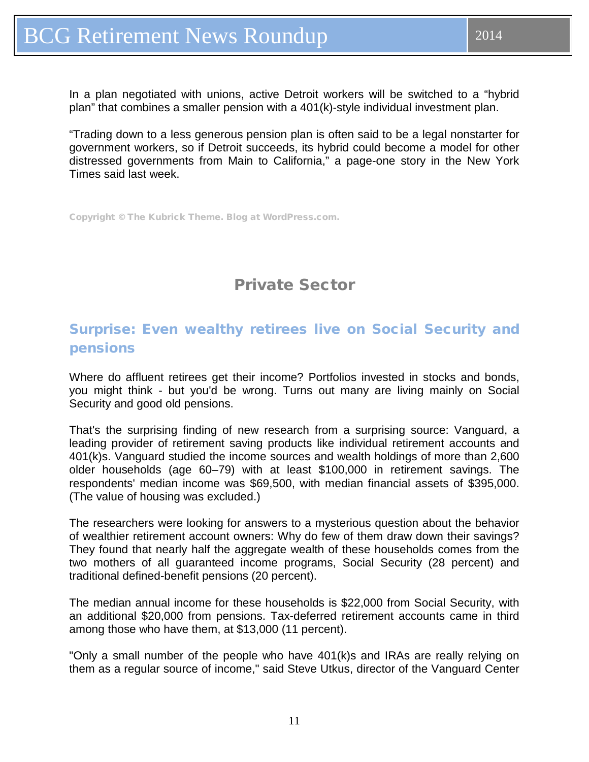In a plan negotiated with unions, active Detroit workers will be switched to a "hybrid plan" that combines a smaller pension with a 401(k)-style individual investment plan.

"Trading down to a less generous pension plan is often said to be a legal nonstarter for government workers, so if Detroit succeeds, its hybrid could become a model for other distressed governments from Main to California," a page-one story in the New York Times said last week.

Copyright © The Kubrick Theme. Blog at WordPress.com.

## Private Sector

### Surprise: Even wealthy retirees live on Social Security and pensions

Where do affluent retirees get their income? Portfolios invested in stocks and bonds, you might think - but you'd be wrong. Turns out many are living mainly on Social Security and good old pensions.

That's the surprising finding of new research from a surprising source: Vanguard, a leading provider of retirement saving products like individual retirement accounts and 401(k)s. Vanguard studied the income sources and wealth holdings of more than 2,600 older households (age 60–79) with at least $100,000 in retirement savings. The respondents' median income was $69,500, with median financial assets of $395,000. (The value of housing was excluded.)

The researchers were looking for answers to a mysterious question about the behavior of wealthier retirement account owners: Why do few of them draw down their savings? They found that nearly half the aggregate wealth of these households comes from the two mothers of all guaranteed income programs, Social Security (28 percent) and traditional defined-benefit pensions (20 percent).

The median annual income for these households is $22,000 from Social Security, with an additional $20,000 from pensions. Tax-deferred retirement accounts came in third among those who have them, at $13,000 (11 percent).

"Only a small number of the people who have 401(k)s and IRAs are really relying on them as a regular source of income," said Steve Utkus, director of the Vanguard Center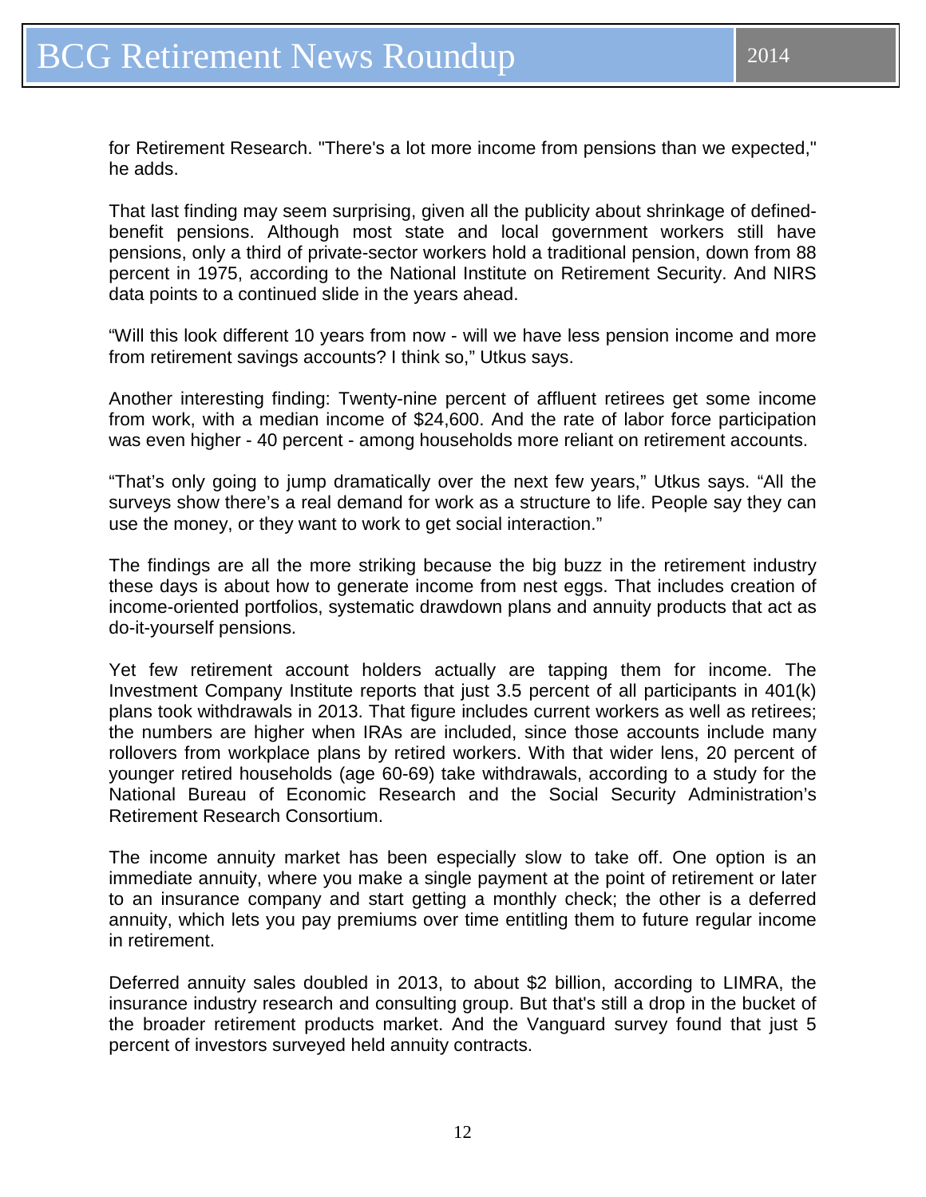for Retirement Research. "There's a lot more income from pensions than we expected," he adds.

That last finding may seem surprising, given all the publicity about shrinkage of defined-benefit pensions. Although most state and local government workers still have pensions, only a third of private-sector workers hold a traditional pension, down from 88 percent in 1975, according to the National Institute on Retirement Security. And NIRS data points to a continued slide in the years ahead.

“Will this look different 10 years from now - will we have less pension income and more from retirement savings accounts? I think so,” Utkus says.

Another interesting finding: Twenty-nine percent of affluent retirees get some income from work, with a median income of $24,600. And the rate of labor force participation was even higher - 40 percent - among households more reliant on retirement accounts.

“That’s only going to jump dramatically over the next few years,” Utkus says. “All the surveys show there’s a real demand for work as a structure to life. People say they can use the money, or they want to work to get social interaction.”

The findings are all the more striking because the big buzz in the retirement industry these days is about how to generate income from nest eggs. That includes creation of income-oriented portfolios, systematic drawdown plans and annuity products that act as do-it-yourself pensions.

Yet few retirement account holders actually are tapping them for income. The Investment Company Institute reports that just 3.5 percent of all participants in 401(k) plans took withdrawals in 2013. That figure includes current workers as well as retirees; the numbers are higher when IRAs are included, since those accounts include many rollovers from workplace plans by retired workers. With that wider lens, 20 percent of younger retired households (age 60-69) take withdrawals, according to a study for the National Bureau of Economic Research and the Social Security Administration’s Retirement Research Consortium.

The income annuity market has been especially slow to take off. One option is an immediate annuity, where you make a single payment at the point of retirement or later to an insurance company and start getting a monthly check; the other is a deferred annuity, which lets you pay premiums over time entitling them to future regular income in retirement.

Deferred annuity sales doubled in 2013, to about $2 billion, according to LIMRA, the insurance industry research and consulting group. But that's still a drop in the bucket of the broader retirement products market. And the Vanguard survey found that just 5 percent of investors surveyed held annuity contracts.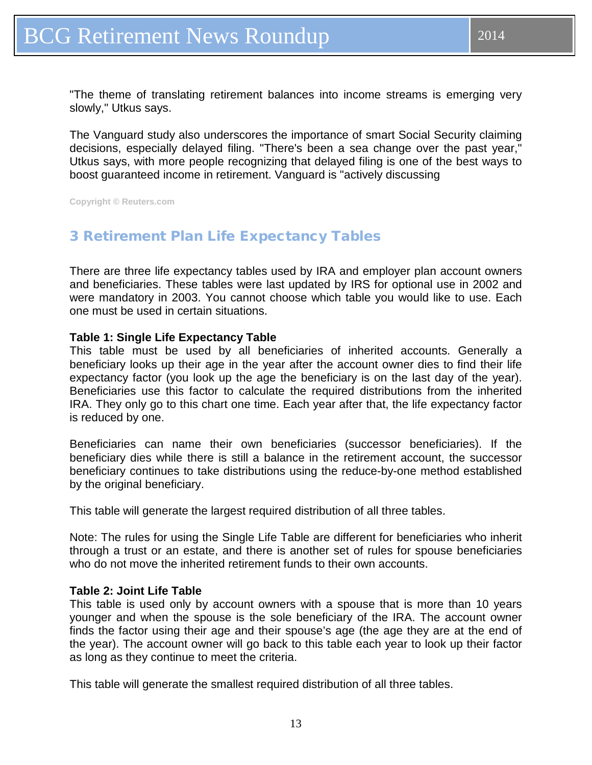"The theme of translating retirement balances into income streams is emerging very slowly," Utkus says.

The Vanguard study also underscores the importance of smart Social Security claiming decisions, especially delayed filing. "There's been a sea change over the past year," Utkus says, with more people recognizing that delayed filing is one of the best ways to boost guaranteed income in retirement. Vanguard is "actively discussing

Copyright © Reuters.com

## 3 Retirement Plan Life Expectancy Tables

There are three life expectancy tables used by IRA and employer plan account owners and beneficiaries. These tables were last updated by IRS for optional use in 2002 and were mandatory in 2003. You cannot choose which table you would like to use. Each one must be used in certain situations.

**Table 1: Single Life Expectancy Table**
This table must be used by all beneficiaries of inherited accounts. Generally a beneficiary looks up their age in the year after the account owner dies to find their life expectancy factor (you look up the age the beneficiary is on the last day of the year). Beneficiaries use this factor to calculate the required distributions from the inherited IRA. They only go to this chart one time. Each year after that, the life expectancy factor is reduced by one.

Beneficiaries can name their own beneficiaries (successor beneficiaries). If the beneficiary dies while there is still a balance in the retirement account, the successor beneficiary continues to take distributions using the reduce-by-one method established by the original beneficiary.

This table will generate the largest required distribution of all three tables.

Note: The rules for using the Single Life Table are different for beneficiaries who inherit through a trust or an estate, and there is another set of rules for spouse beneficiaries who do not move the inherited retirement funds to their own accounts.

**Table 2: Joint Life Table**
This table is used only by account owners with a spouse that is more than 10 years younger and when the spouse is the sole beneficiary of the IRA. The account owner finds the factor using their age and their spouse's age (the age they are at the end of the year). The account owner will go back to this table each year to look up their factor as long as they continue to meet the criteria.

This table will generate the smallest required distribution of all three tables.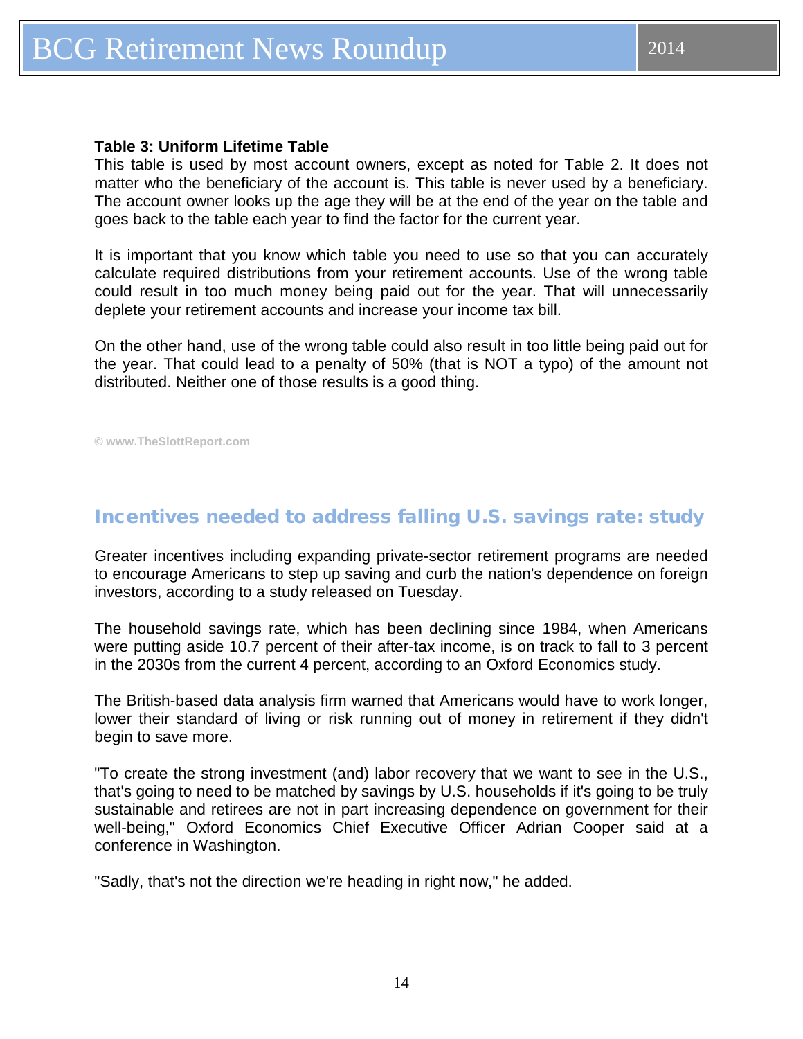**Table 3: Uniform Lifetime Table**

This table is used by most account owners, except as noted for Table 2. It does not matter who the beneficiary of the account is. This table is never used by a beneficiary. The account owner looks up the age they will be at the end of the year on the table and goes back to the table each year to find the factor for the current year.

It is important that you know which table you need to use so that you can accurately calculate required distributions from your retirement accounts. Use of the wrong table could result in too much money being paid out for the year. That will unnecessarily deplete your retirement accounts and increase your income tax bill.

On the other hand, use of the wrong table could also result in too little being paid out for the year. That could lead to a penalty of 50% (that is NOT a typo) of the amount not distributed. Neither one of those results is a good thing.

© www.TheSlottReport.com

## Incentives needed to address falling U.S. savings rate: study

Greater incentives including expanding private-sector retirement programs are needed to encourage Americans to step up saving and curb the nation's dependence on foreign investors, according to a study released on Tuesday.

The household savings rate, which has been declining since 1984, when Americans were putting aside 10.7 percent of their after-tax income, is on track to fall to 3 percent in the 2030s from the current 4 percent, according to an Oxford Economics study.

The British-based data analysis firm warned that Americans would have to work longer, lower their standard of living or risk running out of money in retirement if they didn't begin to save more.

"To create the strong investment (and) labor recovery that we want to see in the U.S., that's going to need to be matched by savings by U.S. households if it's going to be truly sustainable and retirees are not in part increasing dependence on government for their well-being," Oxford Economics Chief Executive Officer Adrian Cooper said at a conference in Washington.

"Sadly, that's not the direction we're heading in right now," he added.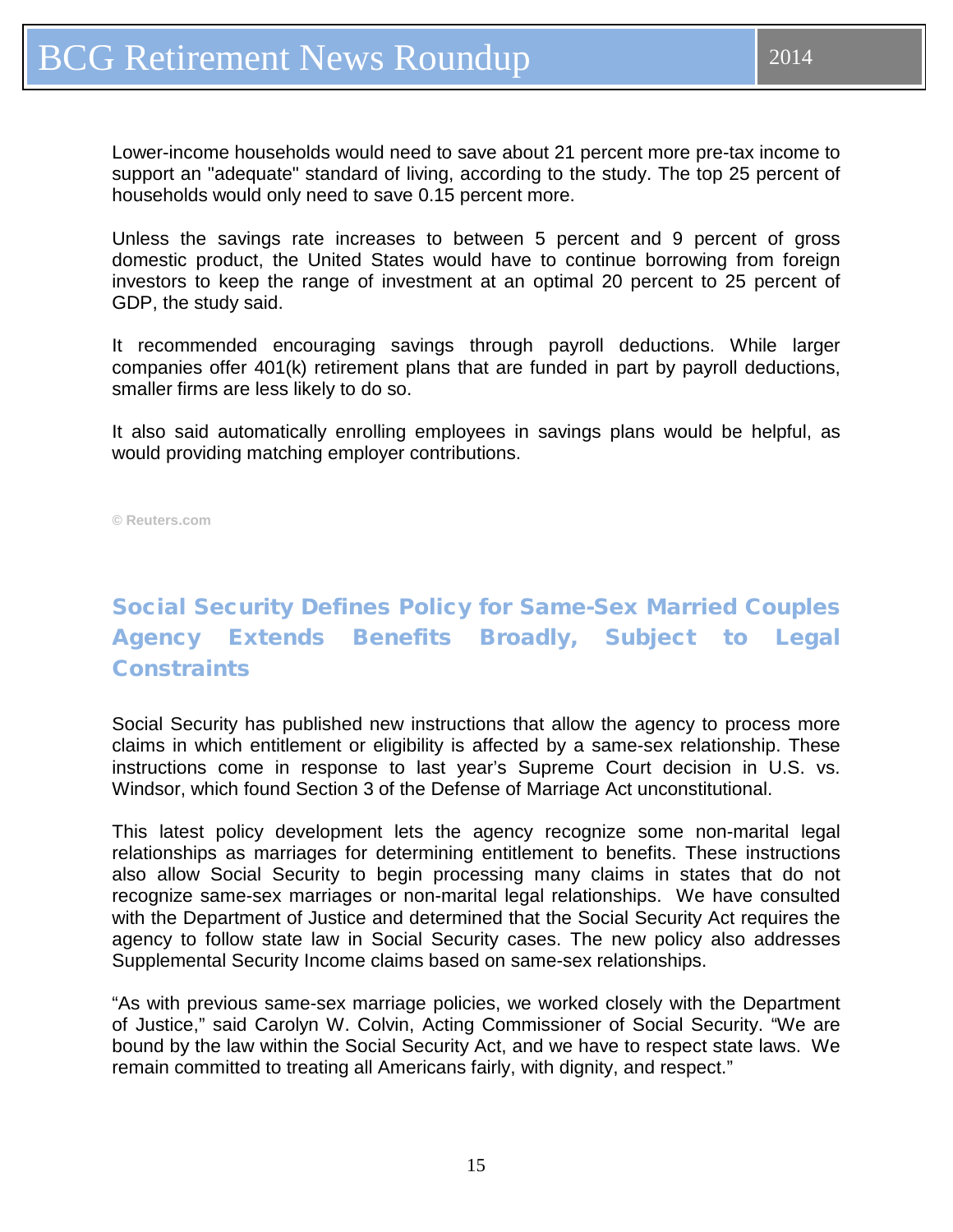Lower-income households would need to save about 21 percent more pre-tax income to support an "adequate" standard of living, according to the study. The top 25 percent of households would only need to save 0.15 percent more.

Unless the savings rate increases to between 5 percent and 9 percent of gross domestic product, the United States would have to continue borrowing from foreign investors to keep the range of investment at an optimal 20 percent to 25 percent of GDP, the study said.

It recommended encouraging savings through payroll deductions. While larger companies offer 401(k) retirement plans that are funded in part by payroll deductions, smaller firms are less likely to do so.

It also said automatically enrolling employees in savings plans would be helpful, as would providing matching employer contributions.

**© Reuters.com**

## Social Security Defines Policy for Same-Sex Married Couples Agency Extends Benefits Broadly, Subject to Legal Constraints

Social Security has published new instructions that allow the agency to process more claims in which entitlement or eligibility is affected by a same-sex relationship. These instructions come in response to last year's Supreme Court decision in U.S. vs. Windsor, which found Section 3 of the Defense of Marriage Act unconstitutional.

This latest policy development lets the agency recognize some non-marital legal relationships as marriages for determining entitlement to benefits. These instructions also allow Social Security to begin processing many claims in states that do not recognize same-sex marriages or non-marital legal relationships. We have consulted with the Department of Justice and determined that the Social Security Act requires the agency to follow state law in Social Security cases. The new policy also addresses Supplemental Security Income claims based on same-sex relationships.

"As with previous same-sex marriage policies, we worked closely with the Department of Justice," said Carolyn W. Colvin, Acting Commissioner of Social Security. "We are bound by the law within the Social Security Act, and we have to respect state laws. We remain committed to treating all Americans fairly, with dignity, and respect."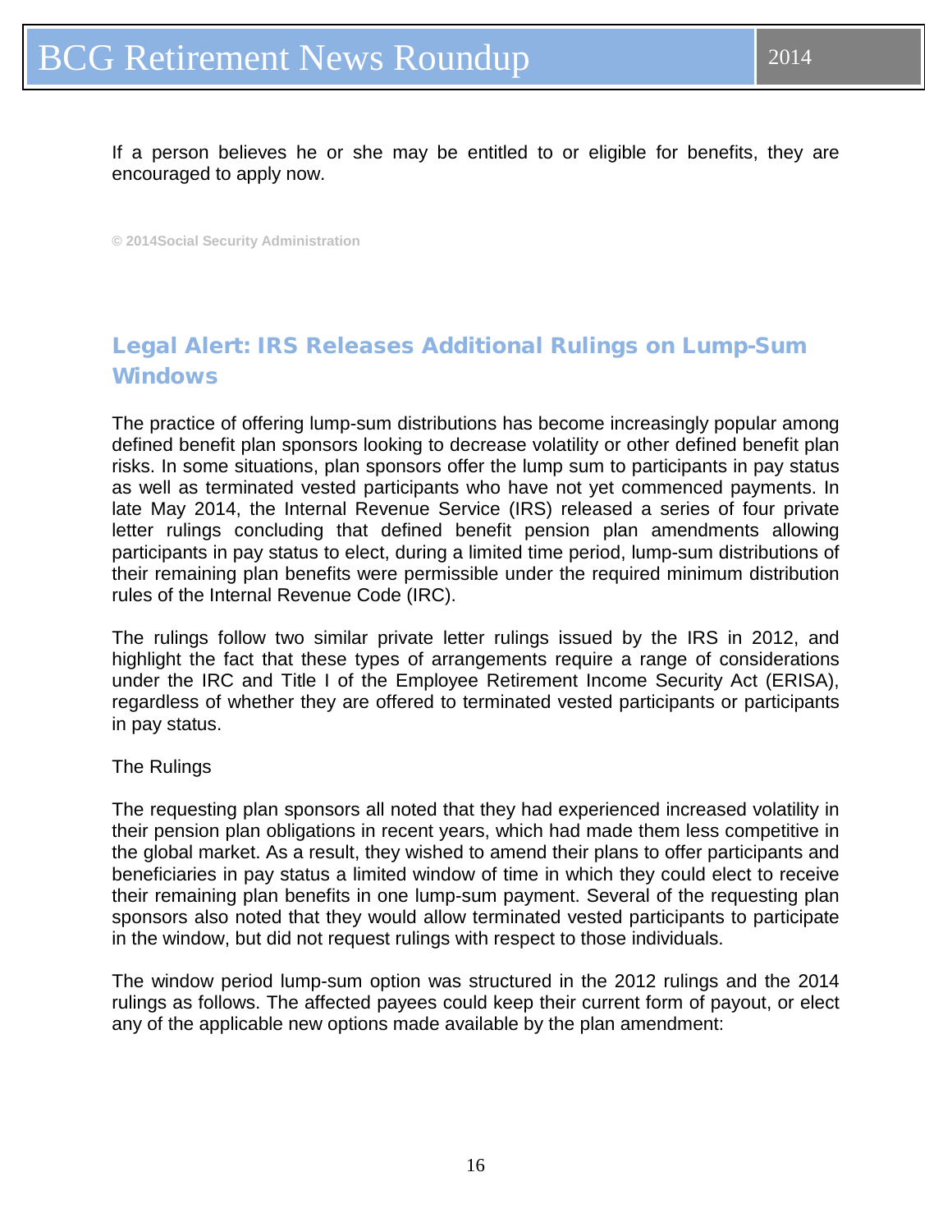If a person believes he or she may be entitled to or eligible for benefits, they are encouraged to apply now.

**© 2014Social Security Administration**

## Legal Alert: IRS Releases Additional Rulings on Lump-Sum Windows

The practice of offering lump-sum distributions has become increasingly popular among defined benefit plan sponsors looking to decrease volatility or other defined benefit plan risks. In some situations, plan sponsors offer the lump sum to participants in pay status as well as terminated vested participants who have not yet commenced payments. In late May 2014, the Internal Revenue Service (IRS) released a series of four private letter rulings concluding that defined benefit pension plan amendments allowing participants in pay status to elect, during a limited time period, lump-sum distributions of their remaining plan benefits were permissible under the required minimum distribution rules of the Internal Revenue Code (IRC).

The rulings follow two similar private letter rulings issued by the IRS in 2012, and highlight the fact that these types of arrangements require a range of considerations under the IRC and Title I of the Employee Retirement Income Security Act (ERISA), regardless of whether they are offered to terminated vested participants or participants in pay status.

The Rulings

The requesting plan sponsors all noted that they had experienced increased volatility in their pension plan obligations in recent years, which had made them less competitive in the global market. As a result, they wished to amend their plans to offer participants and beneficiaries in pay status a limited window of time in which they could elect to receive their remaining plan benefits in one lump-sum payment. Several of the requesting plan sponsors also noted that they would allow terminated vested participants to participate in the window, but did not request rulings with respect to those individuals.

The window period lump-sum option was structured in the 2012 rulings and the 2014 rulings as follows. The affected payees could keep their current form of payout, or elect any of the applicable new options made available by the plan amendment: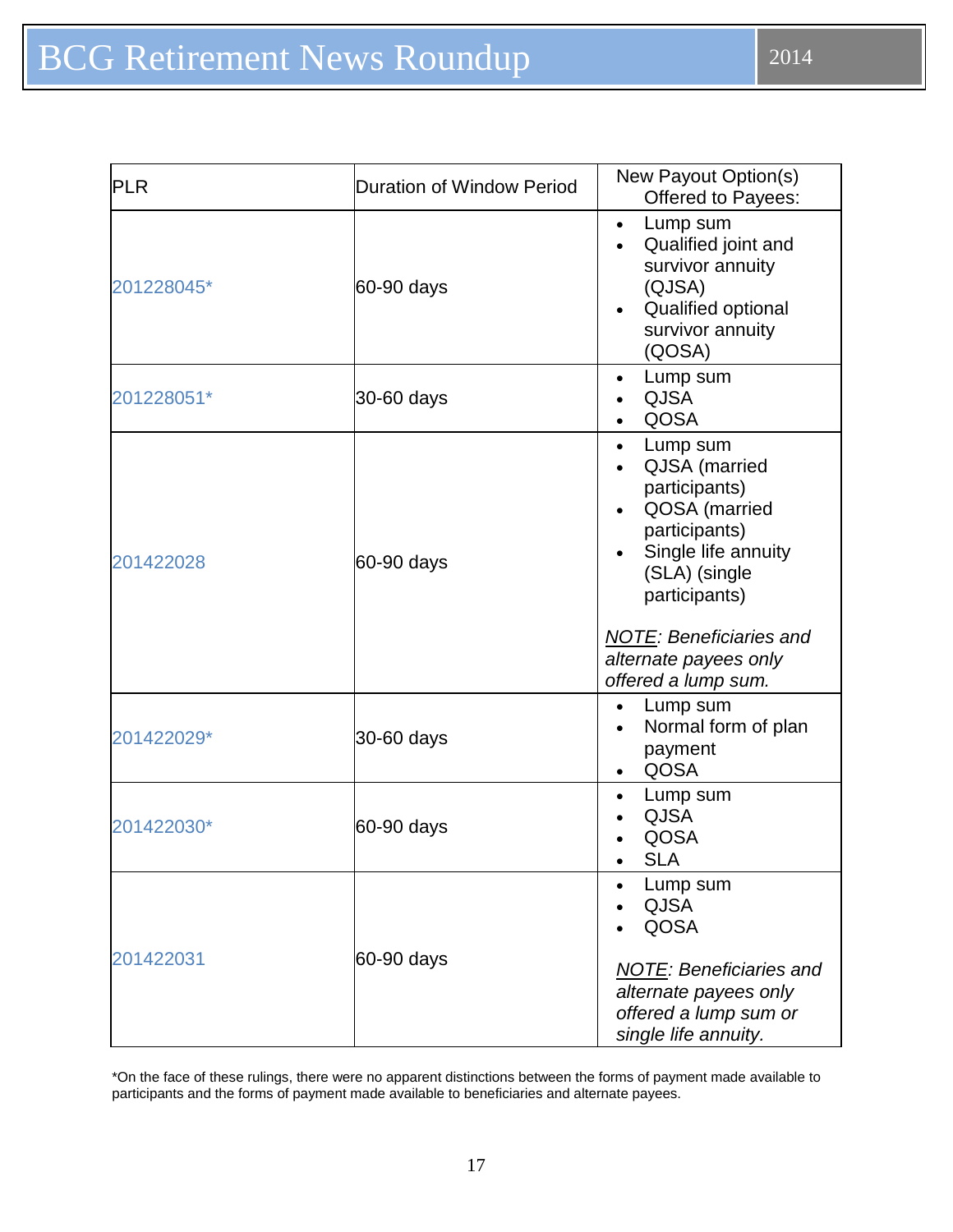| PLR | Duration of Window Period | New Payout Option(s) Offered to Payees: |
|---|---|---|
| 201228045* | 60-90 days | • Lump sum<br>• Qualified joint and survivor annuity (QJSA)<br>• Qualified optional survivor annuity (QOSA) |
| 201228051* | 30-60 days | • Lump sum<br>• QJSA<br>• QOSA |
| 201422028 | 60-90 days | • Lump sum<br>• QJSA (married participants)<br>• QOSA (married participants)<br>• Single life annuity (SLA) (single participants)<br><br>*<u>NOTE</u>: Beneficiaries and alternate payees only offered a lump sum.* |
| 201422029* | 30-60 days | • Lump sum<br>• Normal form of plan payment<br>• QOSA |
| 201422030* | 60-90 days | • Lump sum<br>• QJSA<br>• QOSA<br>• SLA |
| 201422031 | 60-90 days | • Lump sum<br>• QJSA<br>• QOSA<br><br>*<u>NOTE</u>: Beneficiaries and alternate payees only offered a lump sum or single life annuity.* |

*On the face of these rulings, there were no apparent distinctions between the forms of payment made available to participants and the forms of payment made available to beneficiaries and alternate payees.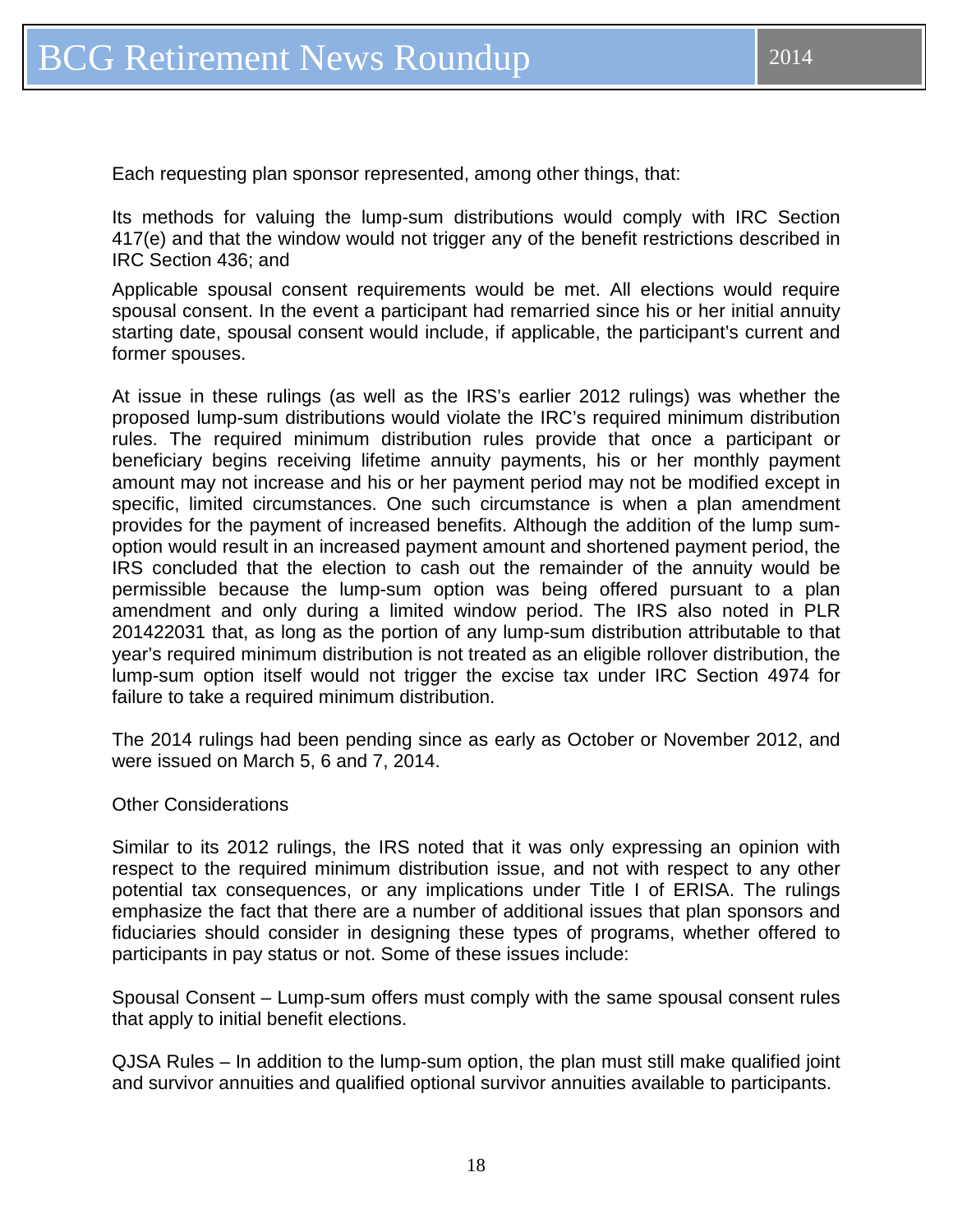Each requesting plan sponsor represented, among other things, that:

Its methods for valuing the lump-sum distributions would comply with IRC Section 417(e) and that the window would not trigger any of the benefit restrictions described in IRC Section 436; and

Applicable spousal consent requirements would be met. All elections would require spousal consent. In the event a participant had remarried since his or her initial annuity starting date, spousal consent would include, if applicable, the participant's current and former spouses.

At issue in these rulings (as well as the IRS's earlier 2012 rulings) was whether the proposed lump-sum distributions would violate the IRC's required minimum distribution rules. The required minimum distribution rules provide that once a participant or beneficiary begins receiving lifetime annuity payments, his or her monthly payment amount may not increase and his or her payment period may not be modified except in specific, limited circumstances. One such circumstance is when a plan amendment provides for the payment of increased benefits. Although the addition of the lump sum-option would result in an increased payment amount and shortened payment period, the IRS concluded that the election to cash out the remainder of the annuity would be permissible because the lump-sum option was being offered pursuant to a plan amendment and only during a limited window period. The IRS also noted in PLR 201422031 that, as long as the portion of any lump-sum distribution attributable to that year's required minimum distribution is not treated as an eligible rollover distribution, the lump-sum option itself would not trigger the excise tax under IRC Section 4974 for failure to take a required minimum distribution.

The 2014 rulings had been pending since as early as October or November 2012, and were issued on March 5, 6 and 7, 2014.

Other Considerations

Similar to its 2012 rulings, the IRS noted that it was only expressing an opinion with respect to the required minimum distribution issue, and not with respect to any other potential tax consequences, or any implications under Title I of ERISA. The rulings emphasize the fact that there are a number of additional issues that plan sponsors and fiduciaries should consider in designing these types of programs, whether offered to participants in pay status or not. Some of these issues include:

Spousal Consent – Lump-sum offers must comply with the same spousal consent rules that apply to initial benefit elections.

QJSA Rules – In addition to the lump-sum option, the plan must still make qualified joint and survivor annuities and qualified optional survivor annuities available to participants.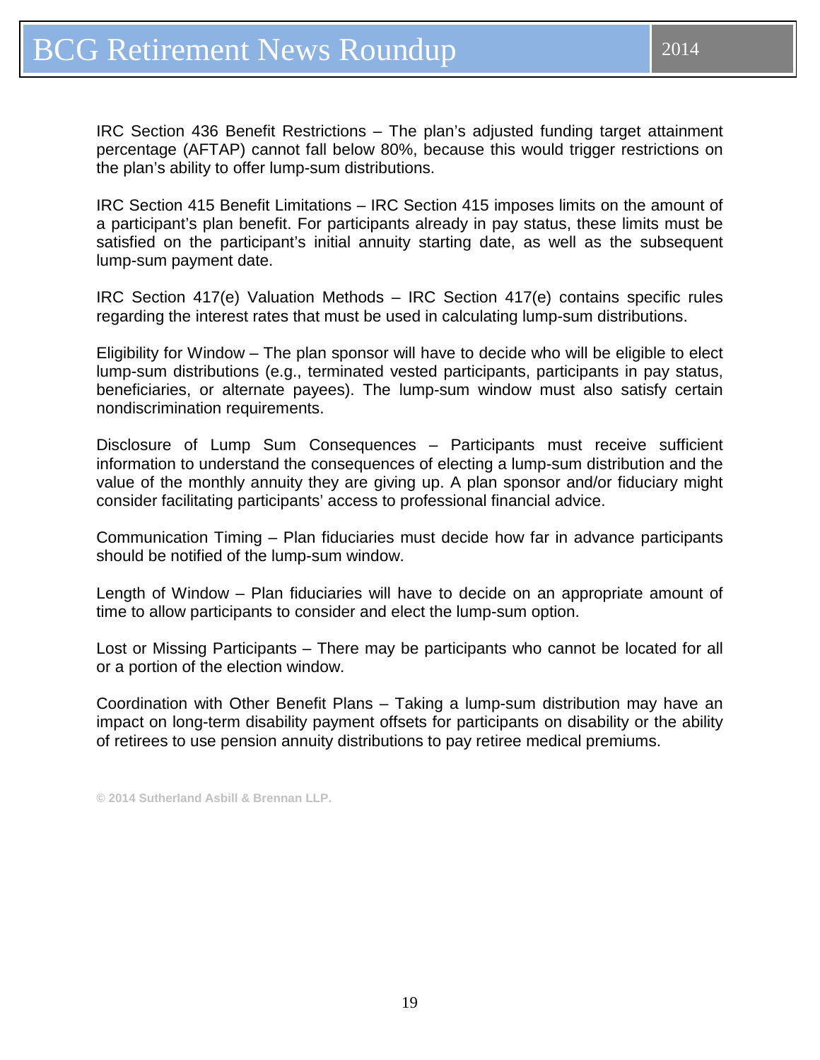IRC Section 436 Benefit Restrictions – The plan's adjusted funding target attainment percentage (AFTAP) cannot fall below 80%, because this would trigger restrictions on the plan's ability to offer lump-sum distributions.

IRC Section 415 Benefit Limitations – IRC Section 415 imposes limits on the amount of a participant's plan benefit. For participants already in pay status, these limits must be satisfied on the participant's initial annuity starting date, as well as the subsequent lump-sum payment date.

IRC Section 417(e) Valuation Methods – IRC Section 417(e) contains specific rules regarding the interest rates that must be used in calculating lump-sum distributions.

Eligibility for Window – The plan sponsor will have to decide who will be eligible to elect lump-sum distributions (e.g., terminated vested participants, participants in pay status, beneficiaries, or alternate payees). The lump-sum window must also satisfy certain nondiscrimination requirements.

Disclosure of Lump Sum Consequences – Participants must receive sufficient information to understand the consequences of electing a lump-sum distribution and the value of the monthly annuity they are giving up. A plan sponsor and/or fiduciary might consider facilitating participants' access to professional financial advice.

Communication Timing – Plan fiduciaries must decide how far in advance participants should be notified of the lump-sum window.

Length of Window – Plan fiduciaries will have to decide on an appropriate amount of time to allow participants to consider and elect the lump-sum option.

Lost or Missing Participants – There may be participants who cannot be located for all or a portion of the election window.

Coordination with Other Benefit Plans – Taking a lump-sum distribution may have an impact on long-term disability payment offsets for participants on disability or the ability of retirees to use pension annuity distributions to pay retiree medical premiums.

**© 2014 Sutherland Asbill & Brennan LLP.**